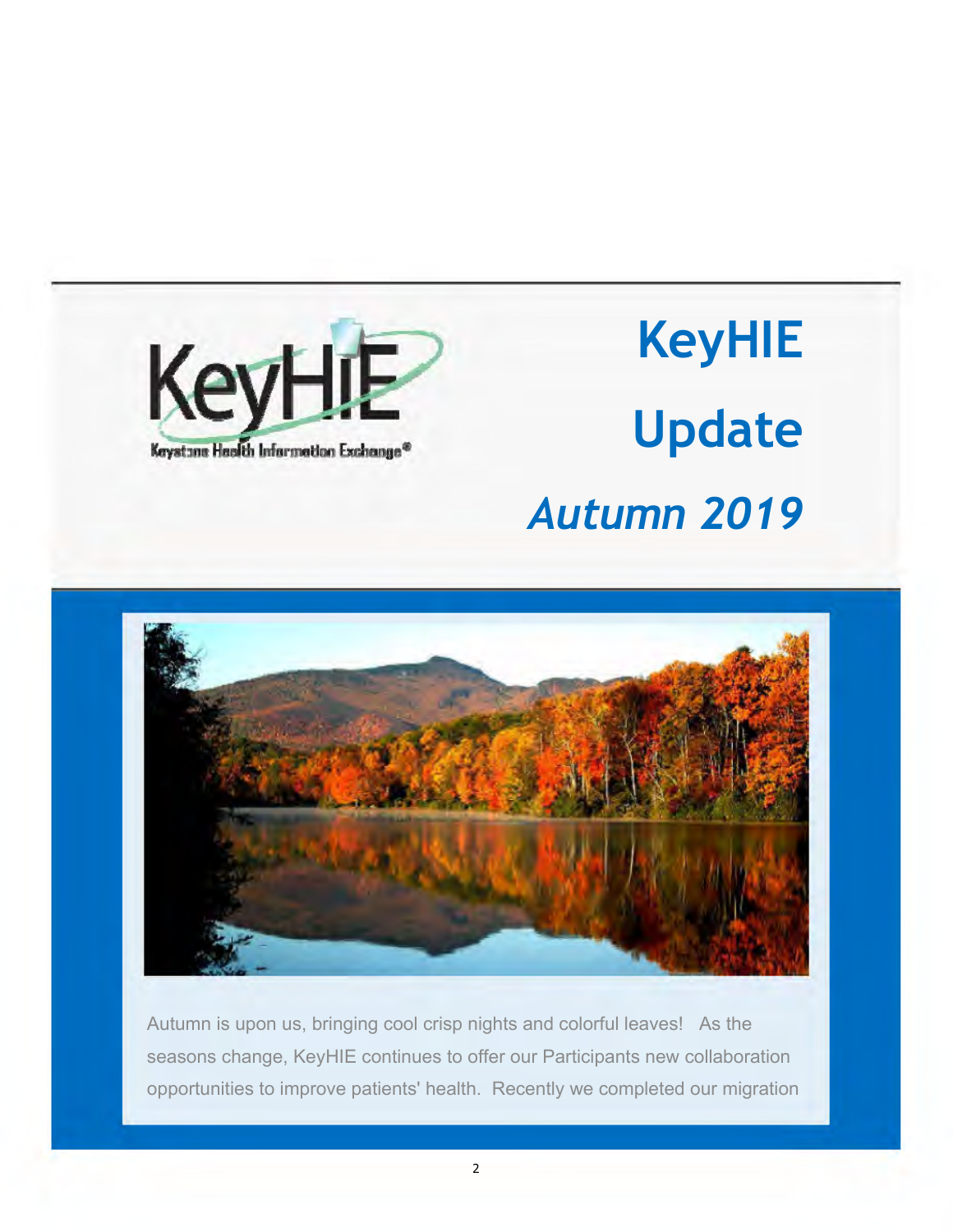# KeyHIE Update

## *Autumn 2019*

Autumn is upon us, bringing cool crisp nights and colorful leaves! As the seasons change, KeyHIE continues to offer our Participants new collaboration opportunities to improve patients' health. Recently we completed our migration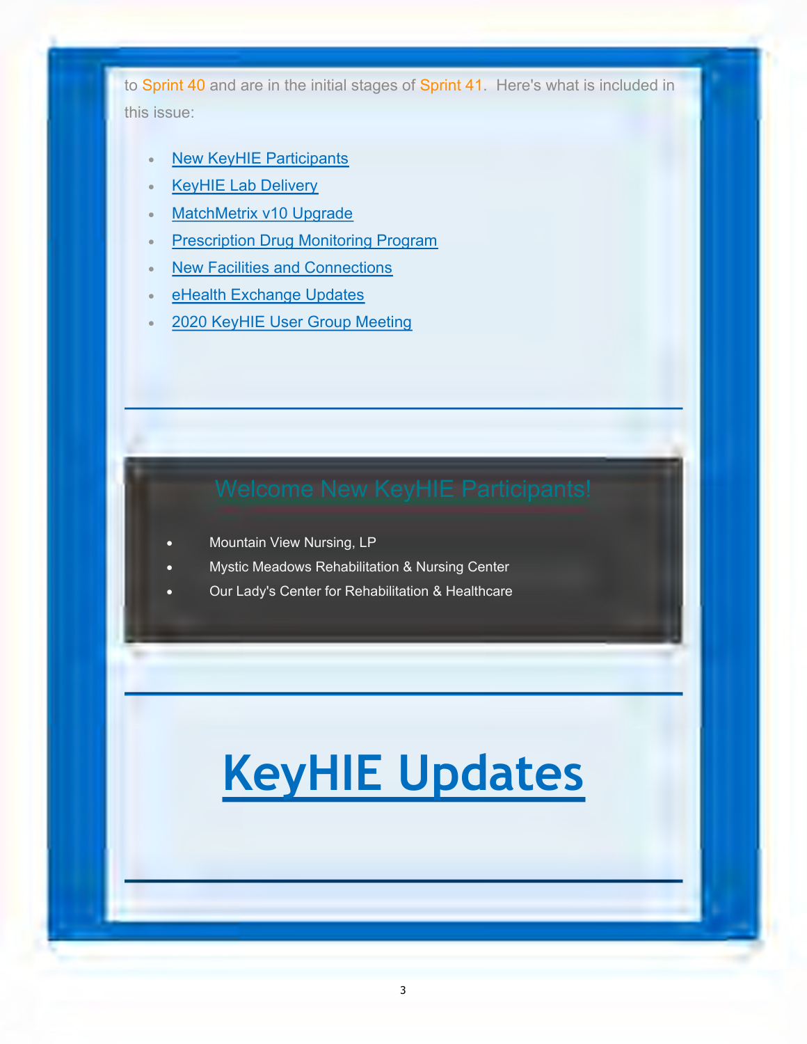to Sprint 40 and are in the initial stages of Sprint 41. Here's what is included in this issue:

- New KeyHIE Participants
- KeyHIE Lab Delivery
- MatchMetrix v10 Upgrade
- Prescription Drug Monitoring Program
- New Facilities and Connections
- eHealth Exchange Updates
- 2020 KeyHIE User Group Meeting

---

## Welcome New KeyHIE Participants!

- Mountain View Nursing, LP
- Mystic Meadows Rehabilitation & Nursing Center
- Our Lady's Center for Rehabilitation & Healthcare

---

# KeyHIE Updates

---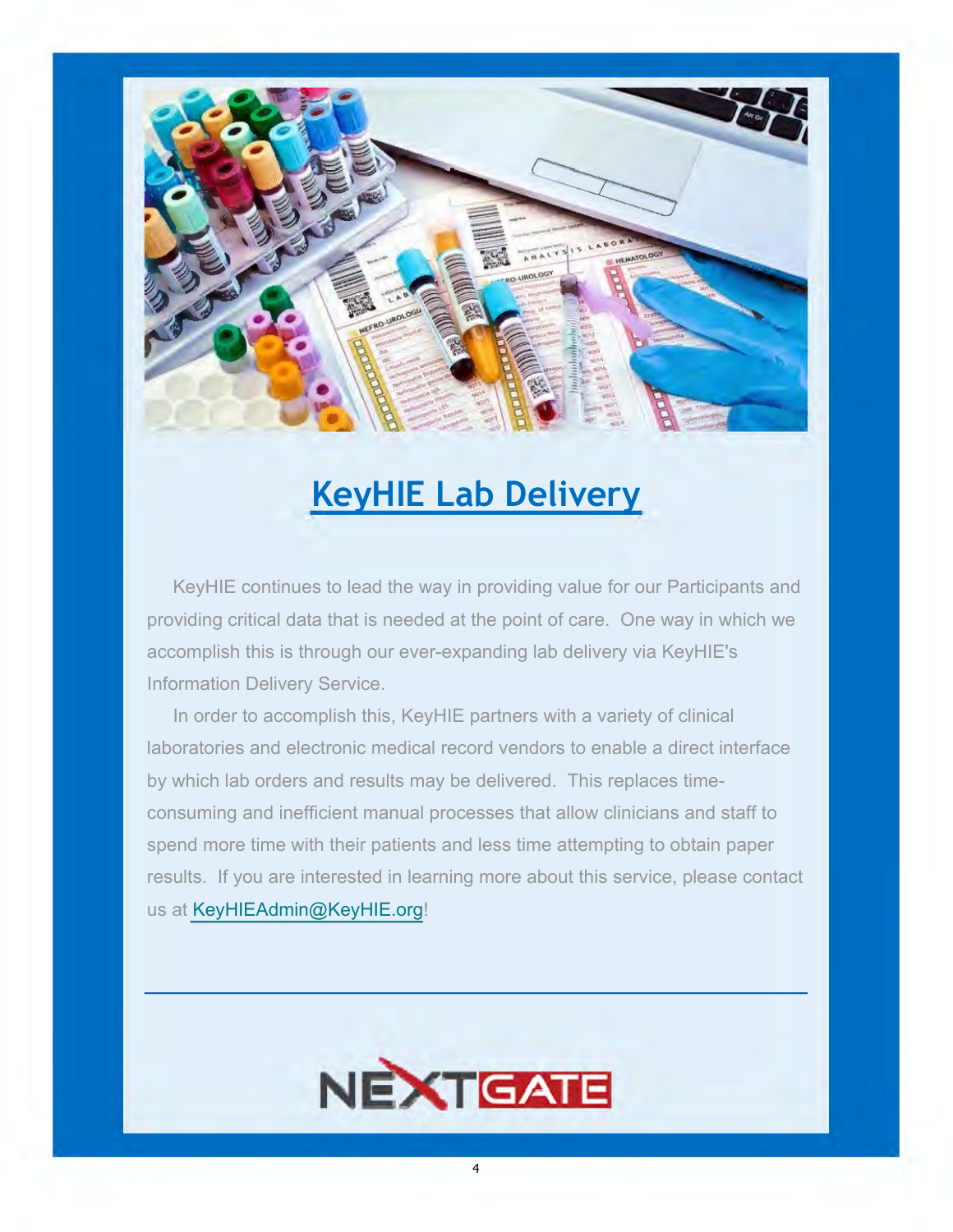# KeyHIE Lab Delivery

KeyHIE continues to lead the way in providing value for our Participants and providing critical data that is needed at the point of care. One way in which we accomplish this is through our ever-expanding lab delivery via KeyHIE's Information Delivery Service.

In order to accomplish this, KeyHIE partners with a variety of clinical laboratories and electronic medical record vendors to enable a direct interface by which lab orders and results may be delivered. This replaces time-consuming and inefficient manual processes that allow clinicians and staff to spend more time with their patients and less time attempting to obtain paper results. If you are interested in learning more about this service, please contact us at KeyHIEAdmin@KeyHIE.org!

---

NEXTGATE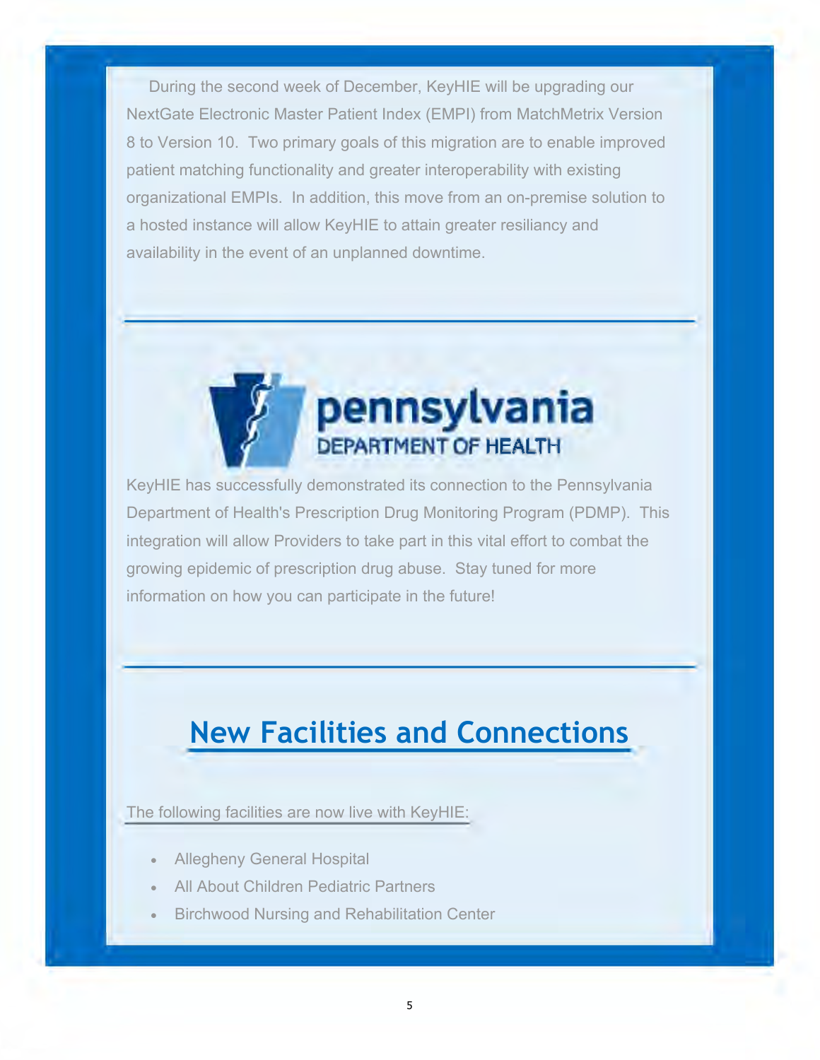During the second week of December, KeyHIE will be upgrading our NextGate Electronic Master Patient Index (EMPI) from MatchMetrix Version 8 to Version 10. Two primary goals of this migration are to enable improved patient matching functionality and greater interoperability with existing organizational EMPIs. In addition, this move from an on-premise solution to a hosted instance will allow KeyHIE to attain greater resiliancy and availability in the event of an unplanned downtime.

---

pennsylvania
DEPARTMENT OF HEALTH

KeyHIE has successfully demonstrated its connection to the Pennsylvania Department of Health's Prescription Drug Monitoring Program (PDMP). This integration will allow Providers to take part in this vital effort to combat the growing epidemic of prescription drug abuse. Stay tuned for more information on how you can participate in the future!

---

## New Facilities and Connections

The following facilities are now live with KeyHIE:

- Allegheny General Hospital
- All About Children Pediatric Partners
- Birchwood Nursing and Rehabilitation Center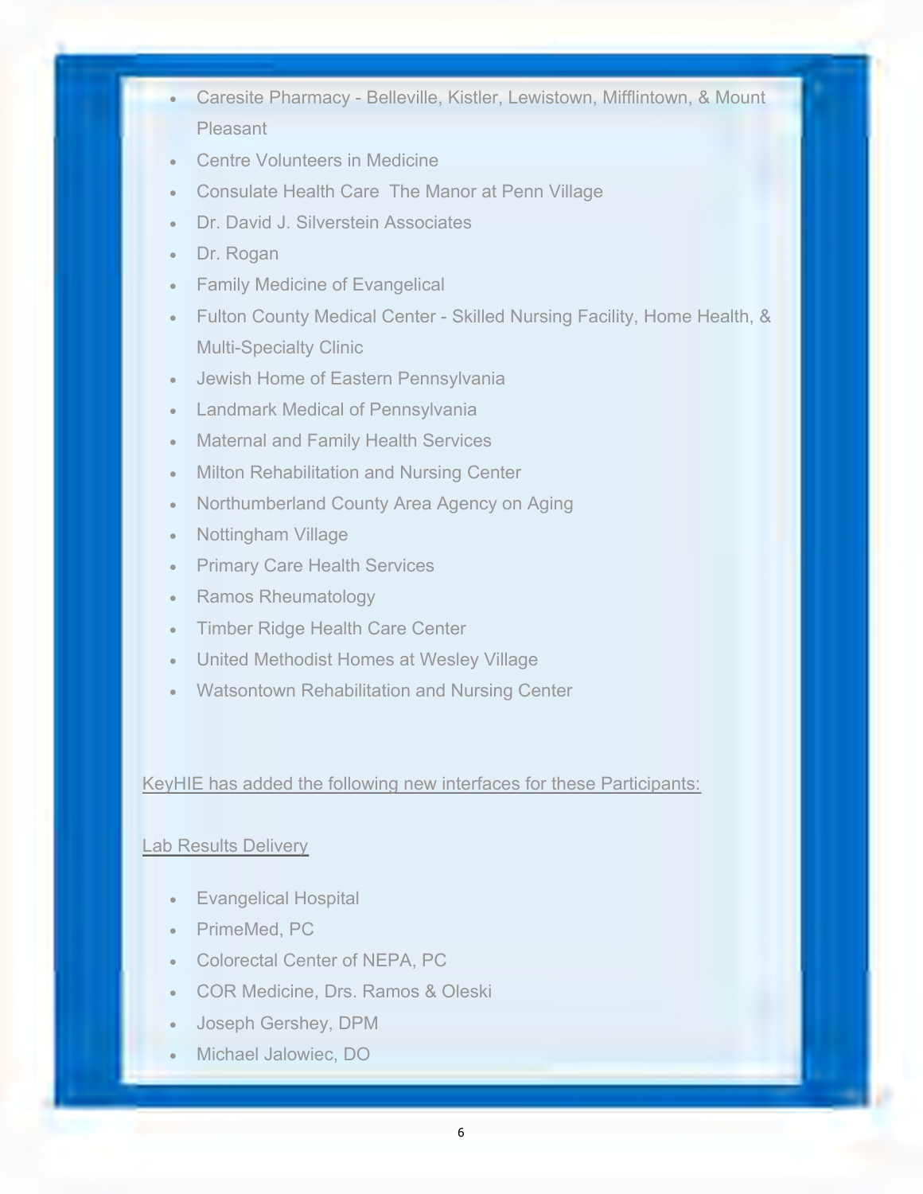- Caresite Pharmacy - Belleville, Kistler, Lewistown, Mifflintown, & Mount Pleasant
- Centre Volunteers in Medicine
- Consulate Health Care  The Manor at Penn Village
- Dr. David J. Silverstein Associates
- Dr. Rogan
- Family Medicine of Evangelical
- Fulton County Medical Center - Skilled Nursing Facility, Home Health, & Multi-Specialty Clinic
- Jewish Home of Eastern Pennsylvania
- Landmark Medical of Pennsylvania
- Maternal and Family Health Services
- Milton Rehabilitation and Nursing Center
- Northumberland County Area Agency on Aging
- Nottingham Village
- Primary Care Health Services
- Ramos Rheumatology
- Timber Ridge Health Care Center
- United Methodist Homes at Wesley Village
- Watsontown Rehabilitation and Nursing Center

KeyHIE has added the following new interfaces for these Participants:

Lab Results Delivery

- Evangelical Hospital
- PrimeMed, PC
- Colorectal Center of NEPA, PC
- COR Medicine, Drs. Ramos & Oleski
- Joseph Gershey, DPM
- Michael Jalowiec, DO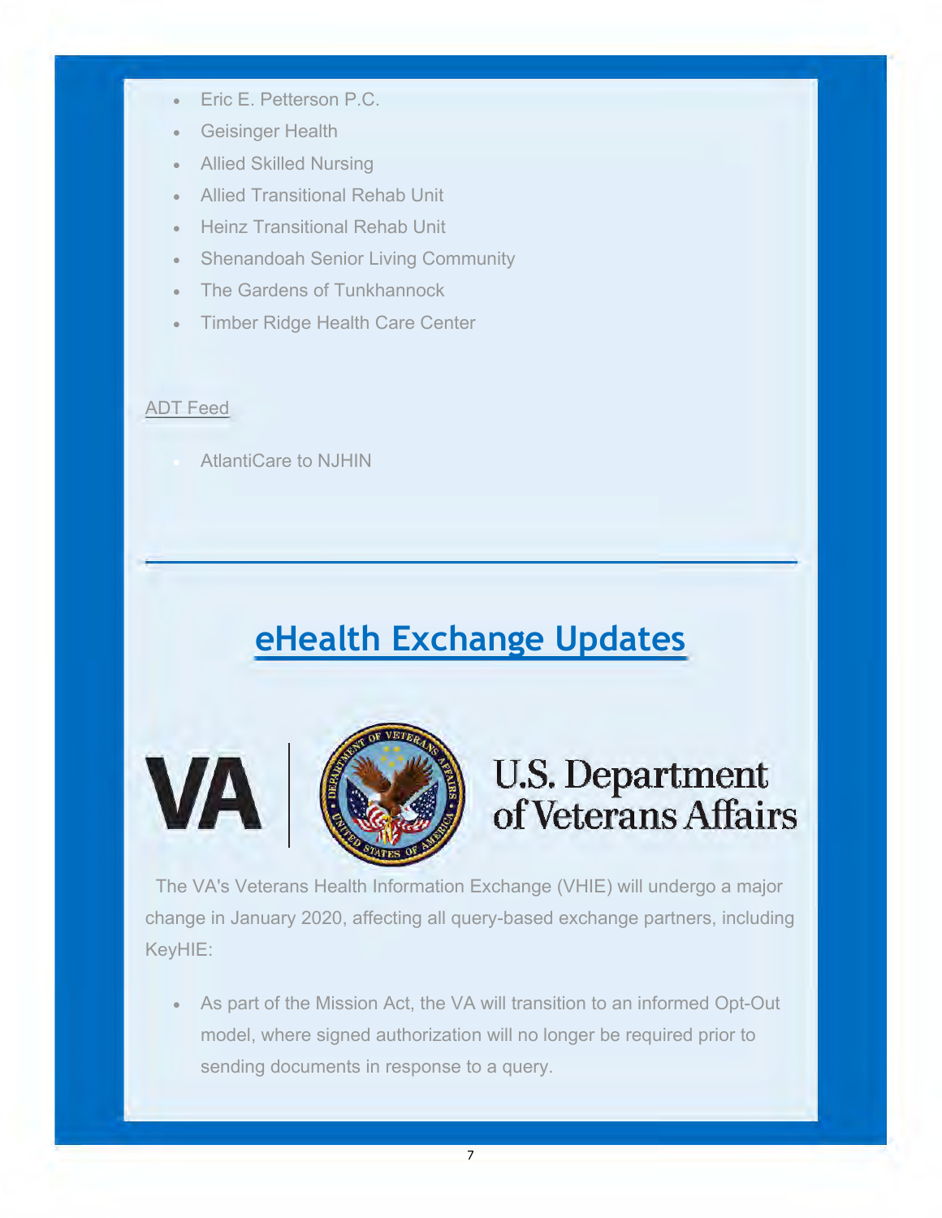- Eric E. Petterson P.C.
- Geisinger Health
- Allied Skilled Nursing
- Allied Transitional Rehab Unit
- Heinz Transitional Rehab Unit
- Shenandoah Senior Living Community
- The Gardens of Tunkhannock
- Timber Ridge Health Care Center

ADT Feed

- AtlantiCare to NJHIN

---

## eHealth Exchange Updates

VA | U.S. Department of Veterans Affairs

The VA's Veterans Health Information Exchange (VHIE) will undergo a major change in January 2020, affecting all query-based exchange partners, including KeyHIE:

- As part of the Mission Act, the VA will transition to an informed Opt-Out model, where signed authorization will no longer be required prior to sending documents in response to a query.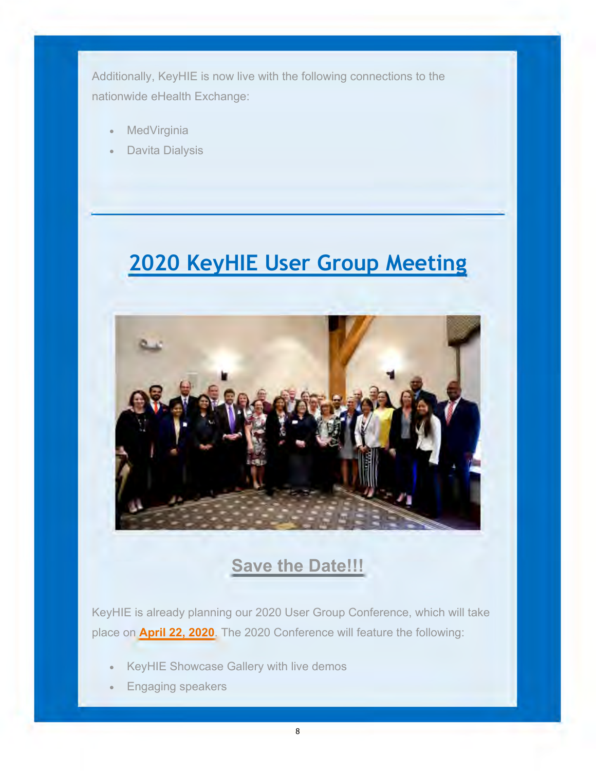Additionally, KeyHIE is now live with the following connections to the nationwide eHealth Exchange:

- MedVirginia
- Davita Dialysis

---

# 2020 KeyHIE User Group Meeting

## Save the Date!!!

KeyHIE is already planning our 2020 User Group Conference, which will take place on **April 22, 2020**. The 2020 Conference will feature the following:

- KeyHIE Showcase Gallery with live demos
- Engaging speakers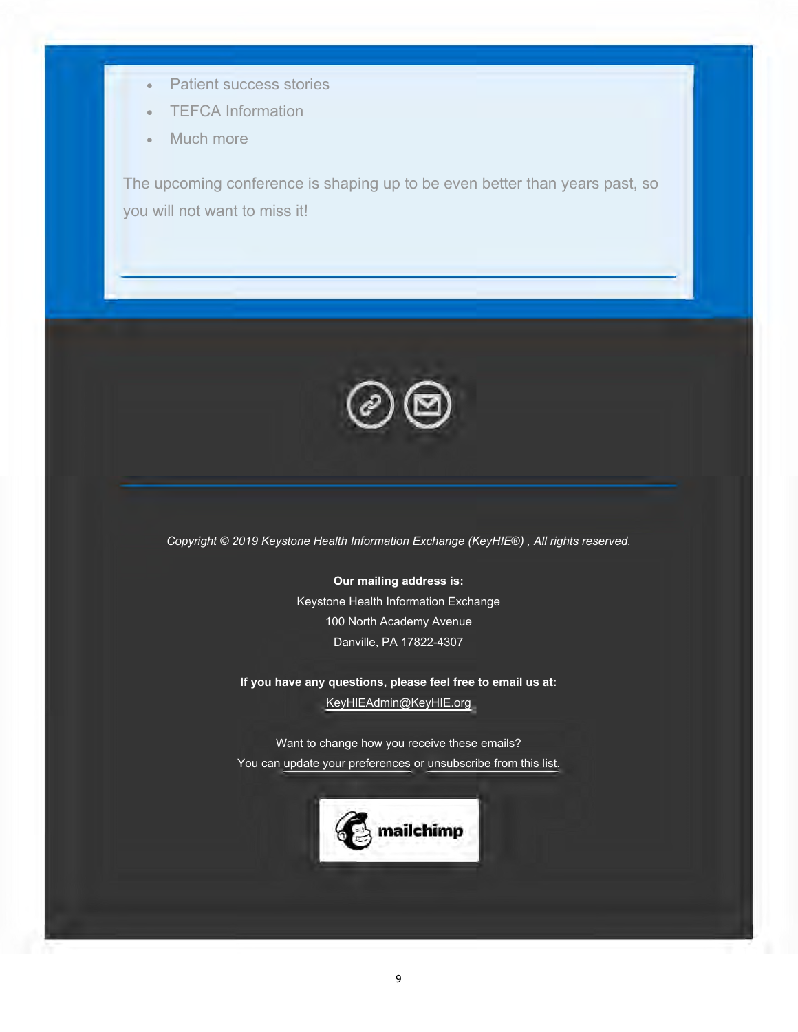- Patient success stories
- TEFCA Information
- Much more

The upcoming conference is shaping up to be even better than years past, so you will not want to miss it!

---

*Copyright © 2019 Keystone Health Information Exchange (KeyHIE®) , All rights reserved.*

**Our mailing address is:**
Keystone Health Information Exchange
100 North Academy Avenue
Danville, PA 17822-4307

**If you have any questions, please feel free to email us at:**
KeyHIEAdmin@KeyHIE.org

Want to change how you receive these emails?
You can update your preferences or unsubscribe from this list.

mailchimp